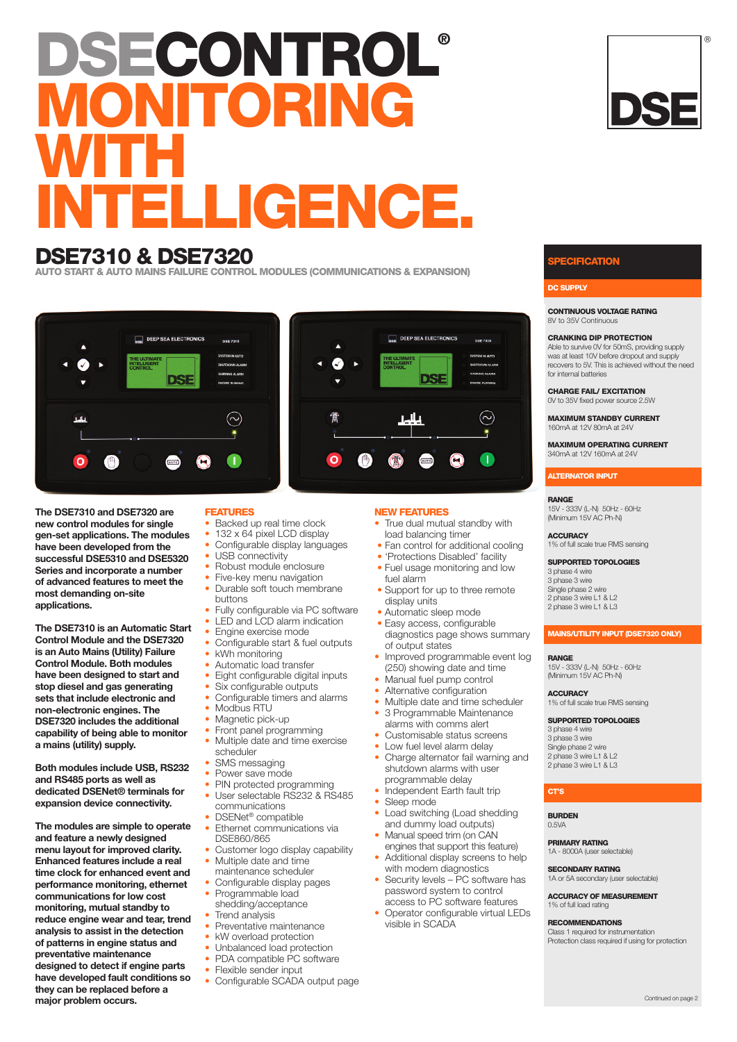# DSECONTROL®

# MONITORING WITH INTELLIGENCE.

## DSE7310 & DSE7320

### AUTO START & AUTO MAINS FAILURE CONTROL MODULES (COMMUNICATIONS & EXPANSION)

**The DSE7310 and DSE7320 are new control modules for single gen-set applications. The modules have been developed from the successful DSE5310 and DSE5320 Series and incorporate a number of advanced features to meet the most demanding on-site applications.**

**The DSE7310 is an Automatic Start Control Module and the DSE7320 is an Auto Mains (Utility) Failure Control Module. Both modules have been designed to start and stop diesel and gas generating sets that include electronic and non-electronic engines. The DSE7320 includes the additional capability of being able to monitor a mains (utility) supply.**

**Both modules include USB, RS232 and RS485 ports as well as dedicated DSENet® terminals for expansion device connectivity.**

**The modules are simple to operate and feature a newly designed menu layout for improved clarity. Enhanced features include a real time clock for enhanced event and performance monitoring, ethernet communications for low cost monitoring, mutual standby to reduce engine wear and tear, trend analysis to assist in the detection of patterns in engine status and preventative maintenance designed to detect if engine parts have developed fault conditions so they can be replaced before a major problem occurs.**

### FEATURES

- Backed up real time clock
- 132 x 64 pixel LCD display
- Configurable display languages
- USB connectivity
- Robust module enclosure
- Five-key menu navigation
- Durable soft touch membrane buttons
- Fully configurable via PC software
- LED and LCD alarm indication
- Engine exercise mode
- Configurable start & fuel outputs
- kWh monitoring
- Automatic load transfer
- Eight configurable digital inputs
- Six configurable outputs
- Configurable timers and alarms
- Modbus RTU
- Magnetic pick-up
- Front panel programming
- Multiple date and time exercise scheduler
- SMS messaging
- Power save mode
- PIN protected programming
- User selectable RS232 & RS485 communications
- DSENet® compatible
- Ethernet communications via DSE860/865
- Customer logo display capability
- Multiple date and time maintenance scheduler
- Configurable display pages
- Programmable load shedding/acceptance
- Trend analysis
- Preventative maintenance
- kW overload protection
- Unbalanced load protection
- PDA compatible PC software
- Flexible sender input
- Configurable SCADA output page

### NEW FEATURES

- True dual mutual standby with load balancing timer
- Fan control for additional cooling
- 'Protections Disabled' facility
- Fuel usage monitoring and low fuel alarm
- Support for up to three remote display units
- Automatic sleep mode
- Easy access, configurable diagnostics page shows summary of output states
- Improved programmable event log (250) showing date and time
- Manual fuel pump control
- Alternative configuration
- Multiple date and time scheduler
- 3 Programmable Maintenance alarms with comms alert
- Customisable status screens
- Low fuel level alarm delay
- Charge alternator fail warning and shutdown alarms with user programmable delay
- Independent Earth fault trip
- Sleep mode
- Load switching (Load shedding and dummy load outputs)
- Manual speed trim (on CAN engines that support this feature)
- Additional display screens to help with modem diagnostics
- Security levels – PC software has password system to control access to PC software features
- Operator configurable virtual LEDs visible in SCADA

## SPECIFICATION

### DC SUPPLY

**CONTINUOUS VOLTAGE RATING**
8V to 35V Continuous

**CRANKING DIP PROTECTION**
Able to survive 0V for 50mS, providing supply was at least 10V before dropout and supply recovers to 5V. This is achieved without the need for internal batteries

**CHARGE FAIL/ EXCITATION**
0V to 35V fixed power source 2.5W

**MAXIMUM STANDBY CURRENT**
160mA at 12V 80mA at 24V

**MAXIMUM OPERATING CURRENT**
340mA at 12V 160mA at 24V

### ALTERNATOR INPUT

**RANGE**
15V - 333V (L-N) 50Hz - 60Hz
(Minimum 15V AC Ph-N)

**ACCURACY**
1% of full scale true RMS sensing

**SUPPORTED TOPOLOGIES**
3 phase 4 wire
3 phase 3 wire
Single phase 2 wire
2 phase 3 wire L1 & L2
2 phase 3 wire L1 & L3

### MAINS/UTILITY INPUT (DSE7320 ONLY)

**RANGE**
15V - 333V (L-N) 50Hz - 60Hz
(Minimum 15V AC Ph-N)

**ACCURACY**
1% of full scale true RMS sensing

**SUPPORTED TOPOLOGIES**
3 phase 4 wire
3 phase 3 wire
Single phase 2 wire
2 phase 3 wire L1 & L2
2 phase 3 wire L1 & L3

### CT'S

**BURDEN**
0.5VA

**PRIMARY RATING**
1A - 8000A (user selectable)

**SECONDARY RATING**
1A or 5A secondary (user selectable)

**ACCURACY OF MEASUREMENT**
1% of full load rating

**RECOMMENDATIONS**
Class 1 required for instrumentation
Protection class required if using for protection

Continued on page 2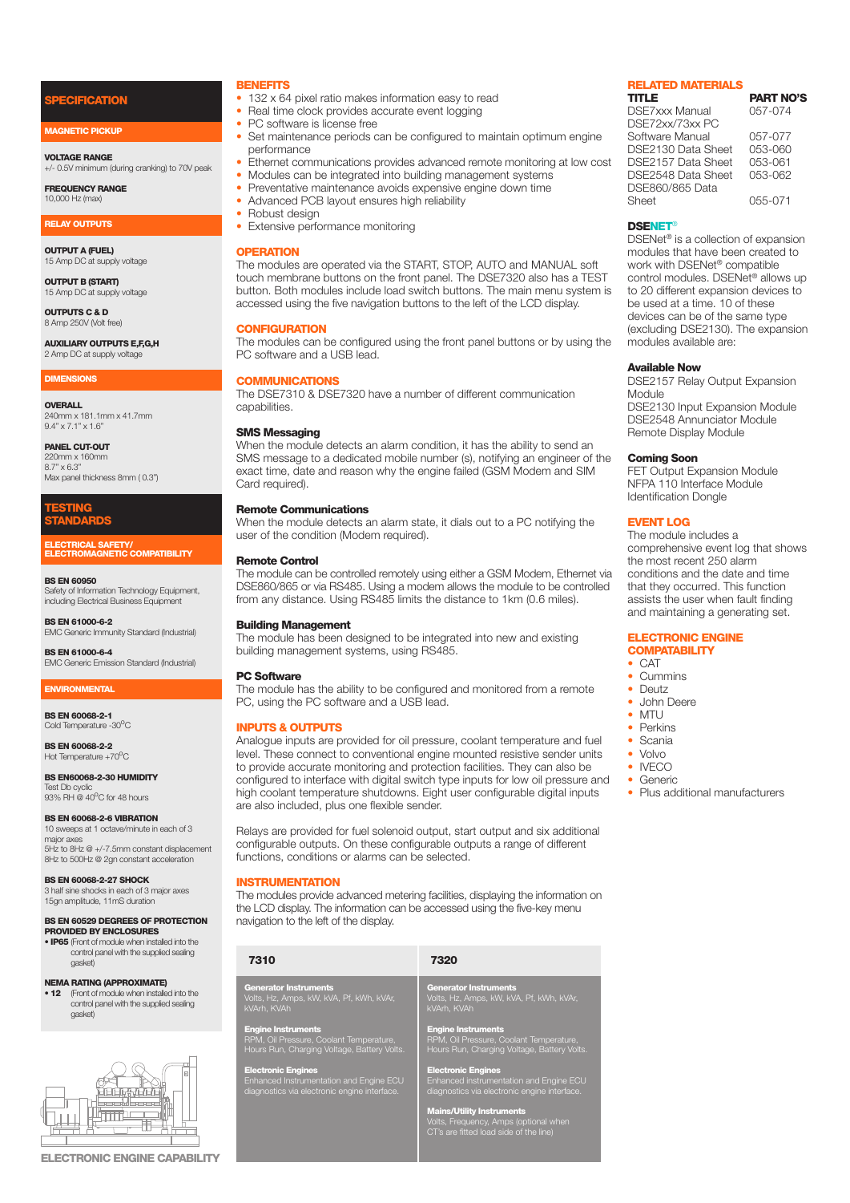## SPECIFICATION

### MAGNETIC PICKUP

**VOLTAGE RANGE**
+/- 0.5V minimum (during cranking) to 70V peak

**FREQUENCY RANGE**
10,000 Hz (max)

### RELAY OUTPUTS

**OUTPUT A (FUEL)**
15 Amp DC at supply voltage

**OUTPUT B (START)**
15 Amp DC at supply voltage

**OUTPUTS C & D**
8 Amp 250V (Volt free)

**AUXILIARY OUTPUTS E,F,G,H**
2 Amp DC at supply voltage

### DIMENSIONS

**OVERALL**
240mm x 181.1mm x 41.7mm
9.4" x 7.1" x 1.6"

**PANEL CUT-OUT**
220mm x 160mm
8.7" x 6.3"
Max panel thickness 8mm ( 0.3")

## TESTING STANDARDS

### ELECTRICAL SAFETY/ ELECTROMAGNETIC COMPATIBILITY

**BS EN 60950**
Safety of Information Technology Equipment, including Electrical Business Equipment

**BS EN 61000-6-2**
EMC Generic Immunity Standard (Industrial)

**BS EN 61000-6-4**
EMC Generic Emission Standard (Industrial)

### ENVIRONMENTAL

**BS EN 60068-2-1**
Cold Temperature -30$^{0}$C

**BS EN 60068-2-2**
Hot Temperature +70$^{0}$C

**BS EN60068-2-30 HUMIDITY**
Test Db cyclic
93% RH @ 40$^{0}$C for 48 hours

**BS EN 60068-2-6 VIBRATION**
10 sweeps at 1 octave/minute in each of 3 major axes
5Hz to 8Hz @ +/-7.5mm constant displacement
8Hz to 500Hz @ 2gn constant acceleration

**BS EN 60068-2-27 SHOCK**
3 half sine shocks in each of 3 major axes
15gn amplitude, 11mS duration

**BS EN 60529 DEGREES OF PROTECTION PROVIDED BY ENCLOSURES**
- **IP65** (Front of module when installed into the control panel with the supplied sealing gasket)

**NEMA RATING (APPROXIMATE)**
- **12** (Front of module when installed into the control panel with the supplied sealing gasket)

**ELECTRONIC ENGINE CAPABILITY**

## BENEFITS

- 132 x 64 pixel ratio makes information easy to read
- Real time clock provides accurate event logging
- PC software is license free
- Set maintenance periods can be configured to maintain optimum engine performance
- Ethernet communications provides advanced remote monitoring at low cost
- Modules can be integrated into building management systems
- Preventative maintenance avoids expensive engine down time
- Advanced PCB layout ensures high reliability
- Robust design
- Extensive performance monitoring

## OPERATION

The modules are operated via the START, STOP, AUTO and MANUAL soft touch membrane buttons on the front panel. The DSE7320 also has a TEST button. Both modules include load switch buttons. The main menu system is accessed using the five navigation buttons to the left of the LCD display.

## CONFIGURATION

The modules can be configured using the front panel buttons or by using the PC software and a USB lead.

## COMMUNICATIONS

The DSE7310 & DSE7320 have a number of different communication capabilities.

### SMS Messaging

When the module detects an alarm condition, it has the ability to send an SMS message to a dedicated mobile number (s), notifying an engineer of the exact time, date and reason why the engine failed (GSM Modem and SIM Card required).

### Remote Communications

When the module detects an alarm state, it dials out to a PC notifying the user of the condition (Modem required).

### Remote Control

The module can be controlled remotely using either a GSM Modem, Ethernet via DSE860/865 or via RS485. Using a modem allows the module to be controlled from any distance. Using RS485 limits the distance to 1km (0.6 miles).

### Building Management

The module has been designed to be integrated into new and existing building management systems, using RS485.

### PC Software

The module has the ability to be configured and monitored from a remote PC, using the PC software and a USB lead.

## INPUTS & OUTPUTS

Analogue inputs are provided for oil pressure, coolant temperature and fuel level. These connect to conventional engine mounted resistive sender units to provide accurate monitoring and protection facilities. They can also be configured to interface with digital switch type inputs for low oil pressure and high coolant temperature shutdowns. Eight user configurable digital inputs are also included, plus one flexible sender.

Relays are provided for fuel solenoid output, start output and six additional configurable outputs. On these configurable outputs a range of different functions, conditions or alarms can be selected.

## INSTRUMENTATION

The modules provide advanced metering facilities, displaying the information on the LCD display. The information can be accessed using the five-key menu navigation to the left of the display.

| 7310 | 7320 |
|---|---|
| **Generator Instruments** Volts, Hz, Amps, kW, kVA, Pf, kWh, kVAr, kVArh, KVAh | **Generator Instruments** Volts, Hz, Amps, kW, kVA, Pf, kWh, kVAr, kVArh, KVAh |
| **Engine Instruments** RPM, Oil Pressure, Coolant Temperature, Hours Run, Charging Voltage, Battery Volts. | **Engine Instruments** RPM, Oil Pressure, Coolant Temperature, Hours Run, Charging Voltage, Battery Volts. |
| **Electronic Engines** Enhanced Instrumentation and Engine ECU diagnostics via electronic engine interface. | **Electronic Engines** Enhanced instrumentation and Engine ECU diagnostics via electronic engine interface. |
| | **Mains/Utility Instruments** Volts, Frequency, Amps (optional when CT's are fitted load side of the line) |

## RELATED MATERIALS

| TITLE | PART NO'S |
|---|---|
| DSE7xxx Manual | 057-074 |
| DSE72xx/73xx PC Software Manual | 057-077 |
| DSE2130 Data Sheet | 053-060 |
| DSE2157 Data Sheet | 053-061 |
| DSE2548 Data Sheet | 053-062 |
| DSE860/865 Data Sheet | 055-071 |

## DSENET®

DSENet® is a collection of expansion modules that have been created to work with DSENet® compatible control modules. DSENet® allows up to 20 different expansion devices to be used at a time. 10 of these devices can be of the same type (excluding DSE2130). The expansion modules available are:

### Available Now

DSE2157 Relay Output Expansion Module
DSE2130 Input Expansion Module
DSE2548 Annunciator Module
Remote Display Module

### Coming Soon

FET Output Expansion Module
NFPA 110 Interface Module
Identification Dongle

## EVENT LOG

The module includes a comprehensive event log that shows the most recent 250 alarm conditions and the date and time that they occurred. This function assists the user when fault finding and maintaining a generating set.

## ELECTRONIC ENGINE COMPATABILITY

- CAT
- Cummins
- Deutz
- John Deere
- MTU
- Perkins
- Scania
- Volvo
- IVECO
- Generic
- Plus additional manufacturers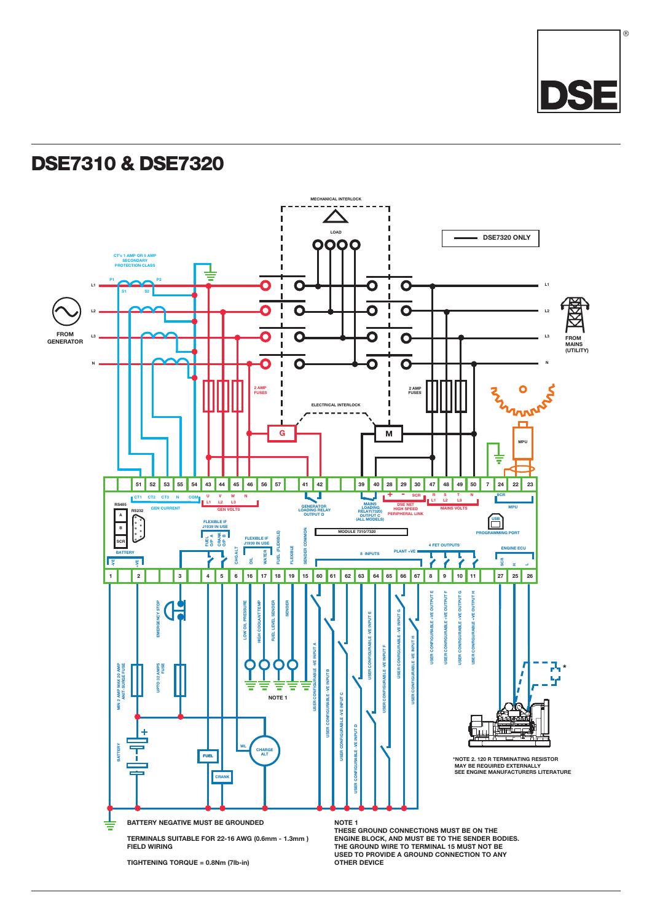# DSE7310 & DSE7320

BATTERY NEGATIVE MUST BE GROUNDED

TERMINALS SUITABLE FOR 22-16 AWG (0.6mm - 1.3mm ) FIELD WIRING

TIGHTENING TORQUE = 0.8Nm (7lb-in)

NOTE 1

THESE GROUND CONNECTIONS MUST BE ON THE ENGINE BLOCK, AND MUST BE TO THE SENDER BODIES. THE GROUND WIRE TO TERMINAL 15 MUST NOT BE USED TO PROVIDE A GROUND CONNECTION TO ANY OTHER DEVICE

*NOTE 2. 120 R TERMINATING RESISTOR MAY BE REQUIRED EXTERNALLY SEE ENGINE MANUFACTURERS LITERATURE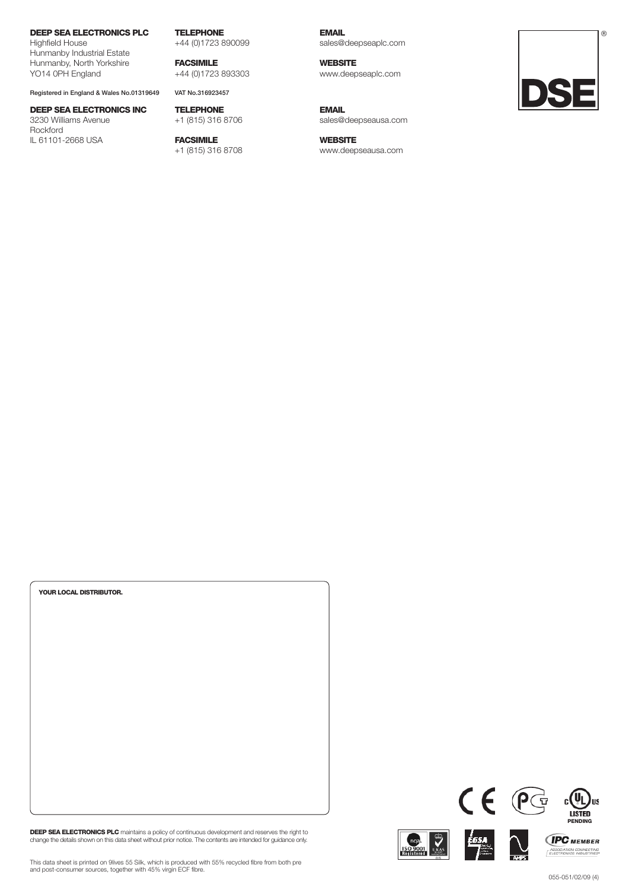**DEEP SEA ELECTRONICS PLC**
Highfield House
Hunmanby Industrial Estate
Hunmanby, North Yorkshire
YO14 0PH England

**TELEPHONE**
+44 (0)1723 890099

**FACSIMILE**
+44 (0)1723 893303

**EMAIL**
sales@deepseaplc.com

**WEBSITE**
www.deepseaplc.com

Registered in England & Wales No.01319649

VAT No.316923457

**DEEP SEA ELECTRONICS INC**
3230 Williams Avenue
Rockford
IL 61101-2668 USA

**TELEPHONE**
+1 (815) 316 8706

**FACSIMILE**
+1 (815) 316 8708

**EMAIL**
sales@deepseausa.com

**WEBSITE**
www.deepseausa.com

DSE®

**YOUR LOCAL DISTRIBUTOR.**

**DEEP SEA ELECTRONICS PLC** maintains a policy of continuous development and reserves the right to change the details shown on this data sheet without prior notice. The contents are intended for guidance only.

This data sheet is printed on 9lives 55 Silk, which is produced with 55% recycled fibre from both pre and post-consumer sources, together with 45% virgin ECF fibre.

LISTED PENDING

IPC MEMBER

055-051/02/09 (4)